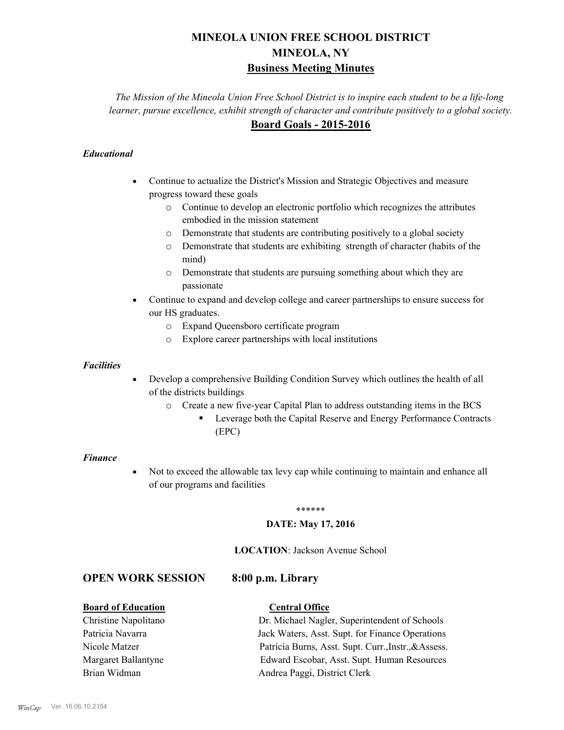# MINEOLA UNION FREE SCHOOL DISTRICT
# MINEOLA, NY
## Business Meeting Minutes

*The Mission of the Mineola Union Free School District is to inspire each student to be a life-long learner, pursue excellence, exhibit strength of character and contribute positively to a global society.*

## Board Goals - 2015-2016

### *Educational*

- Continue to actualize the District's Mission and Strategic Objectives and measure progress toward these goals
  - Continue to develop an electronic portfolio which recognizes the attributes embodied in the mission statement
  - Demonstrate that students are contributing positively to a global society
  - Demonstrate that students are exhibiting strength of character (habits of the mind)
  - Demonstrate that students are pursuing something about which they are passionate
- Continue to expand and develop college and career partnerships to ensure success for our HS graduates.
  - Expand Queensboro certificate program
  - Explore career partnerships with local institutions

### *Facilities*

- Develop a comprehensive Building Condition Survey which outlines the health of all of the districts buildings
  - Create a new five-year Capital Plan to address outstanding items in the BCS
    - Leverage both the Capital Reserve and Energy Performance Contracts (EPC)

### *Finance*

- Not to exceed the allowable tax levy cap while continuing to maintain and enhance all of our programs and facilities

\*\*\*\*\*\*

**DATE: May 17, 2016**

**LOCATION**: Jackson Avenue School

## OPEN WORK SESSION 8:00 p.m. Library

| **Board of Education** | **Central Office** |
|---|---|
| Christine Napolitano | Dr. Michael Nagler, Superintendent of Schools |
| Patricia Navarra | Jack Waters, Asst. Supt. for Finance Operations |
| Nicole Matzer | Patricia Burns, Asst. Supt. Curr.,Instr.,&Assess. |
| Margaret Ballantyne | Edward Escobar, Asst. Supt. Human Resources |
| Brian Widman | Andrea Paggi, District Clerk |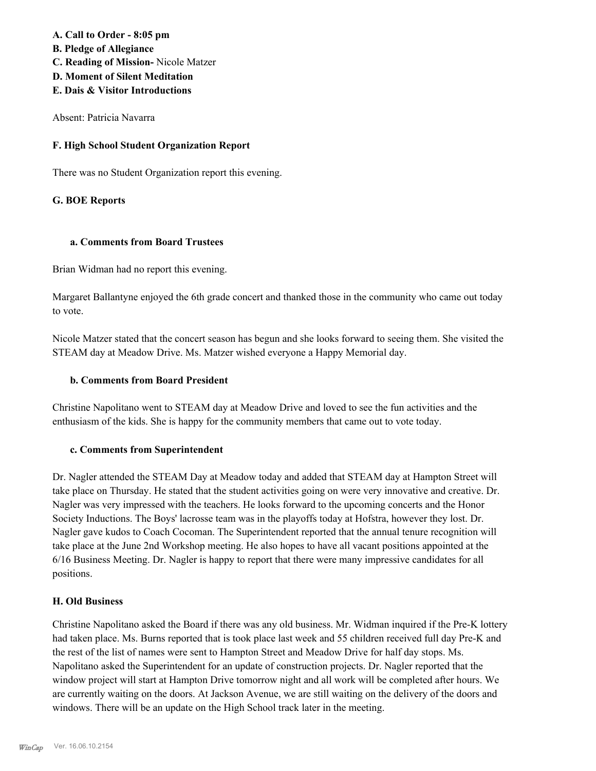**A. Call to Order - 8:05 pm**
**B. Pledge of Allegiance**
**C. Reading of Mission-** Nicole Matzer
**D. Moment of Silent Meditation**
**E. Dais & Visitor Introductions**

Absent: Patricia Navarra

### F. High School Student Organization Report

There was no Student Organization report this evening.

### G. BOE Reports

#### a. Comments from Board Trustees

Brian Widman had no report this evening.

Margaret Ballantyne enjoyed the 6th grade concert and thanked those in the community who came out today to vote.

Nicole Matzer stated that the concert season has begun and she looks forward to seeing them. She visited the STEAM day at Meadow Drive. Ms. Matzer wished everyone a Happy Memorial day.

#### b. Comments from Board President

Christine Napolitano went to STEAM day at Meadow Drive and loved to see the fun activities and the enthusiasm of the kids. She is happy for the community members that came out to vote today.

#### c. Comments from Superintendent

Dr. Nagler attended the STEAM Day at Meadow today and added that STEAM day at Hampton Street will take place on Thursday. He stated that the student activities going on were very innovative and creative. Dr. Nagler was very impressed with the teachers. He looks forward to the upcoming concerts and the Honor Society Inductions. The Boys' lacrosse team was in the playoffs today at Hofstra, however they lost. Dr. Nagler gave kudos to Coach Cocoman. The Superintendent reported that the annual tenure recognition will take place at the June 2nd Workshop meeting. He also hopes to have all vacant positions appointed at the 6/16 Business Meeting. Dr. Nagler is happy to report that there were many impressive candidates for all positions.

### H. Old Business

Christine Napolitano asked the Board if there was any old business. Mr. Widman inquired if the Pre-K lottery had taken place. Ms. Burns reported that is took place last week and 55 children received full day Pre-K and the rest of the list of names were sent to Hampton Street and Meadow Drive for half day stops. Ms. Napolitano asked the Superintendent for an update of construction projects. Dr. Nagler reported that the window project will start at Hampton Drive tomorrow night and all work will be completed after hours. We are currently waiting on the doors. At Jackson Avenue, we are still waiting on the delivery of the doors and windows. There will be an update on the High School track later in the meeting.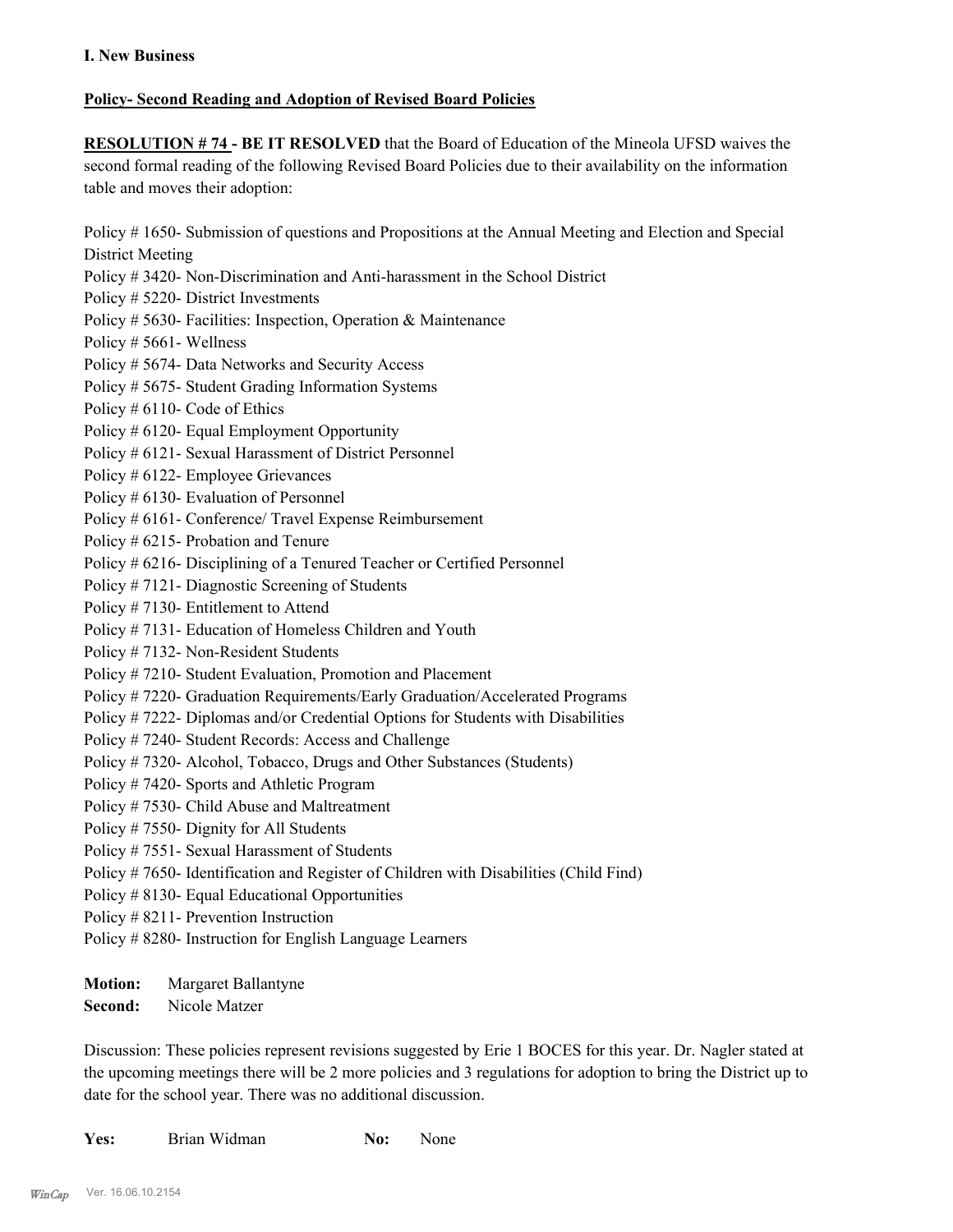**I. New Business**

**Policy- Second Reading and Adoption of Revised Board Policies**

**RESOLUTION # 74 - BE IT RESOLVED** that the Board of Education of the Mineola UFSD waives the second formal reading of the following Revised Board Policies due to their availability on the information table and moves their adoption:

Policy # 1650- Submission of questions and Propositions at the Annual Meeting and Election and Special District Meeting
Policy # 3420- Non-Discrimination and Anti-harassment in the School District
Policy # 5220- District Investments
Policy # 5630- Facilities: Inspection, Operation & Maintenance
Policy # 5661- Wellness
Policy # 5674- Data Networks and Security Access
Policy # 5675- Student Grading Information Systems
Policy # 6110- Code of Ethics
Policy # 6120- Equal Employment Opportunity
Policy # 6121- Sexual Harassment of District Personnel
Policy # 6122- Employee Grievances
Policy # 6130- Evaluation of Personnel
Policy # 6161- Conference/ Travel Expense Reimbursement
Policy # 6215- Probation and Tenure
Policy # 6216- Disciplining of a Tenured Teacher or Certified Personnel
Policy # 7121- Diagnostic Screening of Students
Policy # 7130- Entitlement to Attend
Policy # 7131- Education of Homeless Children and Youth
Policy # 7132- Non-Resident Students
Policy # 7210- Student Evaluation, Promotion and Placement
Policy # 7220- Graduation Requirements/Early Graduation/Accelerated Programs
Policy # 7222- Diplomas and/or Credential Options for Students with Disabilities
Policy # 7240- Student Records: Access and Challenge
Policy # 7320- Alcohol, Tobacco, Drugs and Other Substances (Students)
Policy # 7420- Sports and Athletic Program
Policy # 7530- Child Abuse and Maltreatment
Policy # 7550- Dignity for All Students
Policy # 7551- Sexual Harassment of Students
Policy # 7650- Identification and Register of Children with Disabilities (Child Find)
Policy # 8130- Equal Educational Opportunities
Policy # 8211- Prevention Instruction
Policy # 8280- Instruction for English Language Learners

**Motion:** Margaret Ballantyne
**Second:** Nicole Matzer

Discussion: These policies represent revisions suggested by Erie 1 BOCES for this year. Dr. Nagler stated at the upcoming meetings there will be 2 more policies and 3 regulations for adoption to bring the District up to date for the school year. There was no additional discussion.

| **Yes:** | Brian Widman | **No:** | None |
|---|---|---|---|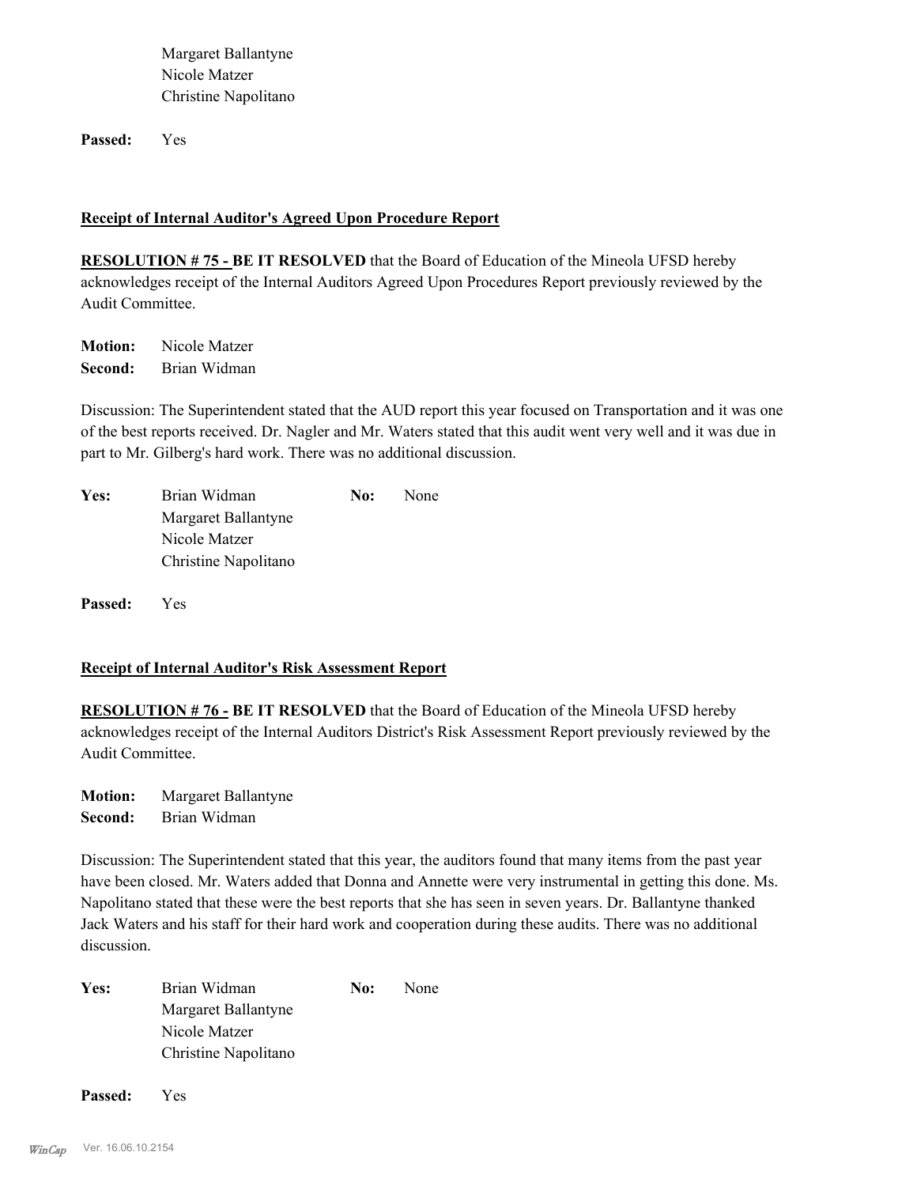Margaret Ballantyne
Nicole Matzer
Christine Napolitano

**Passed:** Yes

**Receipt of Internal Auditor's Agreed Upon Procedure Report**

**RESOLUTION # 75 - BE IT RESOLVED** that the Board of Education of the Mineola UFSD hereby acknowledges receipt of the Internal Auditors Agreed Upon Procedures Report previously reviewed by the Audit Committee.

**Motion:** Nicole Matzer
**Second:** Brian Widman

Discussion: The Superintendent stated that the AUD report this year focused on Transportation and it was one of the best reports received. Dr. Nagler and Mr. Waters stated that this audit went very well and it was due in part to Mr. Gilberg's hard work. There was no additional discussion.

| | | | |
|---|---|---|---|
| **Yes:** | Brian Widman | **No:** | None |
| | Margaret Ballantyne | | |
| | Nicole Matzer | | |
| | Christine Napolitano | | |

**Passed:** Yes

**Receipt of Internal Auditor's Risk Assessment Report**

**RESOLUTION # 76 - BE IT RESOLVED** that the Board of Education of the Mineola UFSD hereby acknowledges receipt of the Internal Auditors District's Risk Assessment Report previously reviewed by the Audit Committee.

**Motion:** Margaret Ballantyne
**Second:** Brian Widman

Discussion: The Superintendent stated that this year, the auditors found that many items from the past year have been closed. Mr. Waters added that Donna and Annette were very instrumental in getting this done. Ms. Napolitano stated that these were the best reports that she has seen in seven years. Dr. Ballantyne thanked Jack Waters and his staff for their hard work and cooperation during these audits. There was no additional discussion.

| | | | |
|---|---|---|---|
| **Yes:** | Brian Widman | **No:** | None |
| | Margaret Ballantyne | | |
| | Nicole Matzer | | |
| | Christine Napolitano | | |

**Passed:** Yes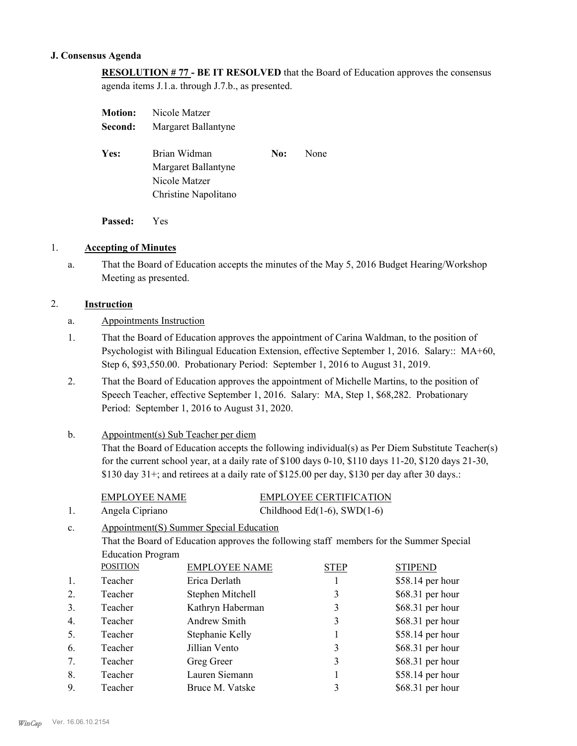### J. Consensus Agenda

**RESOLUTION # 77 - BE IT RESOLVED** that the Board of Education approves the consensus agenda items J.1.a. through J.7.b., as presented.

| | | | |
|---|---|---|---|
| **Motion:** | Nicole Matzer | | |
| **Second:** | Margaret Ballantyne | | |
| **Yes:** | Brian Widman | **No:** | None |
| | Margaret Ballantyne | | |
| | Nicole Matzer | | |
| | Christine Napolitano | | |
| **Passed:** | Yes | | |

1. **Accepting of Minutes**

   a. That the Board of Education accepts the minutes of the May 5, 2016 Budget Hearing/Workshop Meeting as presented.

2. **Instruction**

   a. Appointments Instruction

   1. That the Board of Education approves the appointment of Carina Waldman, to the position of Psychologist with Bilingual Education Extension, effective September 1, 2016. Salary:: MA+60, Step 6, $93,550.00. Probationary Period: September 1, 2016 to August 31, 2019.

   2. That the Board of Education approves the appointment of Michelle Martins, to the position of Speech Teacher, effective September 1, 2016. Salary: MA, Step 1, $68,282. Probationary Period: September 1, 2016 to August 31, 2020.

   b. Appointment(s) Sub Teacher per diem

   That the Board of Education accepts the following individual(s) as Per Diem Substitute Teacher(s) for the current school year, at a daily rate of $100 days 0-10, $110 days 11-20, $120 days 21-30, $130 day 31+; and retirees at a daily rate of $125.00 per day, $130 per day after 30 days.:

| | EMPLOYEE NAME | EMPLOYEE CERTIFICATION |
|---|---|---|
| 1. | Angela Cipriano | Childhood Ed(1-6), SWD(1-6) |

   c. Appointment(S) Summer Special Education

   That the Board of Education approves the following staff members for the Summer Special Education Program

| | POSITION | EMPLOYEE NAME | STEP | STIPEND |
|---|---|---|---|---|
| 1. | Teacher | Erica Derlath | 1 | $58.14 per hour |
| 2. | Teacher | Stephen Mitchell | 3 | $68.31 per hour |
| 3. | Teacher | Kathryn Haberman | 3 | $68.31 per hour |
| 4. | Teacher | Andrew Smith | 3 | $68.31 per hour |
| 5. | Teacher | Stephanie Kelly | 1 | $58.14 per hour |
| 6. | Teacher | Jillian Vento | 3 | $68.31 per hour |
| 7. | Teacher | Greg Greer | 3 | $68.31 per hour |
| 8. | Teacher | Lauren Siemann | 1 | $58.14 per hour |
| 9. | Teacher | Bruce M. Vatske | 3 | $68.31 per hour |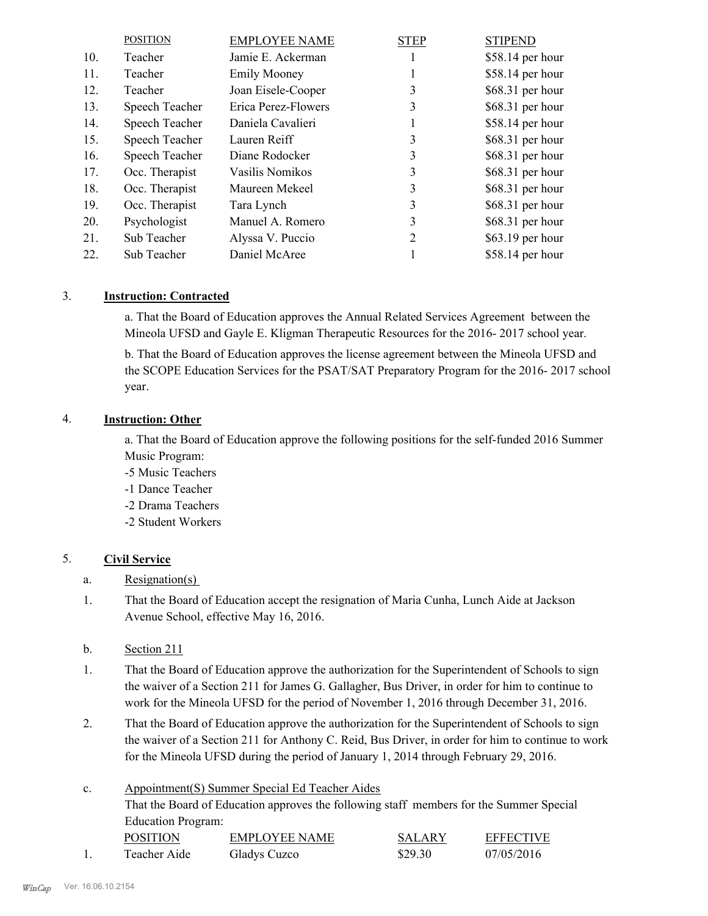| | POSITION | EMPLOYEE NAME | STEP | STIPEND |
|---|---|---|---|---|
| 10. | Teacher | Jamie E. Ackerman | 1 | $58.14 per hour |
| 11. | Teacher | Emily Mooney | 1 | $58.14 per hour |
| 12. | Teacher | Joan Eisele-Cooper | 3 | $68.31 per hour |
| 13. | Speech Teacher | Erica Perez-Flowers | 3 | $68.31 per hour |
| 14. | Speech Teacher | Daniela Cavalieri | 1 | $58.14 per hour |
| 15. | Speech Teacher | Lauren Reiff | 3 | $68.31 per hour |
| 16. | Speech Teacher | Diane Rodocker | 3 | $68.31 per hour |
| 17. | Occ. Therapist | Vasilis Nomikos | 3 | $68.31 per hour |
| 18. | Occ. Therapist | Maureen Mekeel | 3 | $68.31 per hour |
| 19. | Occ. Therapist | Tara Lynch | 3 | $68.31 per hour |
| 20. | Psychologist | Manuel A. Romero | 3 | $68.31 per hour |
| 21. | Sub Teacher | Alyssa V. Puccio | 2 | $63.19 per hour |
| 22. | Sub Teacher | Daniel McAree | 1 | $58.14 per hour |

3. **Instruction: Contracted**

a. That the Board of Education approves the Annual Related Services Agreement between the Mineola UFSD and Gayle E. Kligman Therapeutic Resources for the 2016- 2017 school year.

b. That the Board of Education approves the license agreement between the Mineola UFSD and the SCOPE Education Services for the PSAT/SAT Preparatory Program for the 2016- 2017 school year.

4. **Instruction: Other**

a. That the Board of Education approve the following positions for the self-funded 2016 Summer Music Program:
-5 Music Teachers
-1 Dance Teacher
-2 Drama Teachers
-2 Student Workers

5. **Civil Service**

a. Resignation(s)

1. That the Board of Education accept the resignation of Maria Cunha, Lunch Aide at Jackson Avenue School, effective May 16, 2016.

b. Section 211

1. That the Board of Education approve the authorization for the Superintendent of Schools to sign the waiver of a Section 211 for James G. Gallagher, Bus Driver, in order for him to continue to work for the Mineola UFSD for the period of November 1, 2016 through December 31, 2016.

2. That the Board of Education approve the authorization for the Superintendent of Schools to sign the waiver of a Section 211 for Anthony C. Reid, Bus Driver, in order for him to continue to work for the Mineola UFSD during the period of January 1, 2014 through February 29, 2016.

c. Appointment(S) Summer Special Ed Teacher Aides
That the Board of Education approves the following staff members for the Summer Special Education Program:

| | POSITION | EMPLOYEE NAME | SALARY | EFFECTIVE |
|---|---|---|---|---|
| 1. | Teacher Aide | Gladys Cuzco | $29.30 | 07/05/2016 |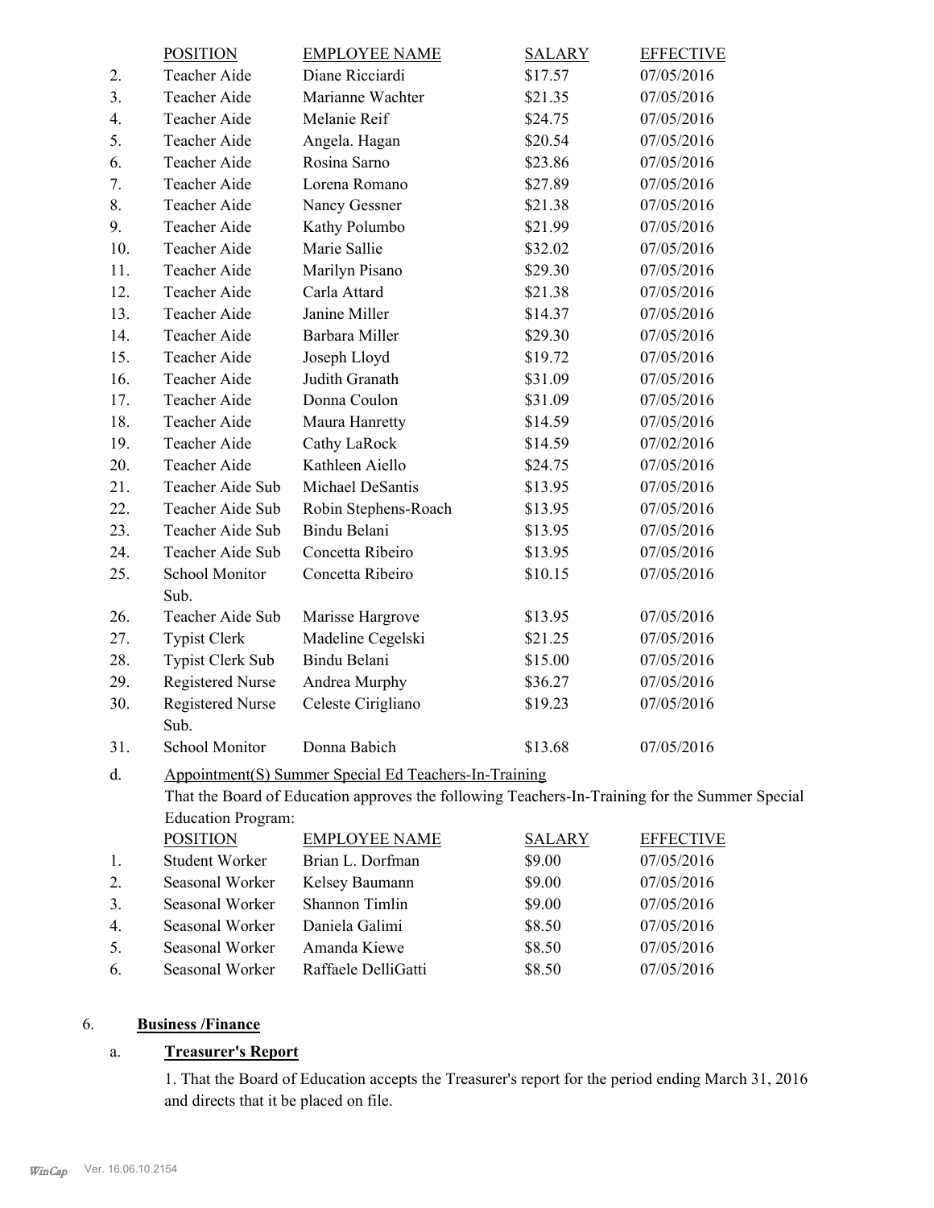| | POSITION | EMPLOYEE NAME | SALARY | EFFECTIVE |
|---|---|---|---|---|
| 2. | Teacher Aide | Diane Ricciardi | $17.57 | 07/05/2016 |
| 3. | Teacher Aide | Marianne Wachter | $21.35 | 07/05/2016 |
| 4. | Teacher Aide | Melanie Reif | $24.75 | 07/05/2016 |
| 5. | Teacher Aide | Angela. Hagan | $20.54 | 07/05/2016 |
| 6. | Teacher Aide | Rosina Sarno | $23.86 | 07/05/2016 |
| 7. | Teacher Aide | Lorena Romano | $27.89 | 07/05/2016 |
| 8. | Teacher Aide | Nancy Gessner | $21.38 | 07/05/2016 |
| 9. | Teacher Aide | Kathy Polumbo | $21.99 | 07/05/2016 |
| 10. | Teacher Aide | Marie Sallie | $32.02 | 07/05/2016 |
| 11. | Teacher Aide | Marilyn Pisano | $29.30 | 07/05/2016 |
| 12. | Teacher Aide | Carla Attard | $21.38 | 07/05/2016 |
| 13. | Teacher Aide | Janine Miller | $14.37 | 07/05/2016 |
| 14. | Teacher Aide | Barbara Miller | $29.30 | 07/05/2016 |
| 15. | Teacher Aide | Joseph Lloyd | $19.72 | 07/05/2016 |
| 16. | Teacher Aide | Judith Granath | $31.09 | 07/05/2016 |
| 17. | Teacher Aide | Donna Coulon | $31.09 | 07/05/2016 |
| 18. | Teacher Aide | Maura Hanretty | $14.59 | 07/05/2016 |
| 19. | Teacher Aide | Cathy LaRock | $14.59 | 07/02/2016 |
| 20. | Teacher Aide | Kathleen Aiello | $24.75 | 07/05/2016 |
| 21. | Teacher Aide Sub | Michael DeSantis | $13.95 | 07/05/2016 |
| 22. | Teacher Aide Sub | Robin Stephens-Roach | $13.95 | 07/05/2016 |
| 23. | Teacher Aide Sub | Bindu Belani | $13.95 | 07/05/2016 |
| 24. | Teacher Aide Sub | Concetta Ribeiro | $13.95 | 07/05/2016 |
| 25. | School Monitor Sub. | Concetta Ribeiro | $10.15 | 07/05/2016 |
| 26. | Teacher Aide Sub | Marisse Hargrove | $13.95 | 07/05/2016 |
| 27. | Typist Clerk | Madeline Cegelski | $21.25 | 07/05/2016 |
| 28. | Typist Clerk Sub | Bindu Belani | $15.00 | 07/05/2016 |
| 29. | Registered Nurse | Andrea Murphy | $36.27 | 07/05/2016 |
| 30. | Registered Nurse Sub. | Celeste Cirigliano | $19.23 | 07/05/2016 |
| 31. | School Monitor | Donna Babich | $13.68 | 07/05/2016 |

d. Appointment(S) Summer Special Ed Teachers-In-Training

That the Board of Education approves the following Teachers-In-Training for the Summer Special Education Program:

| | POSITION | EMPLOYEE NAME | SALARY | EFFECTIVE |
|---|---|---|---|---|
| 1. | Student Worker | Brian L. Dorfman | $9.00 | 07/05/2016 |
| 2. | Seasonal Worker | Kelsey Baumann | $9.00 | 07/05/2016 |
| 3. | Seasonal Worker | Shannon Timlin | $9.00 | 07/05/2016 |
| 4. | Seasonal Worker | Daniela Galimi | $8.50 | 07/05/2016 |
| 5. | Seasonal Worker | Amanda Kiewe | $8.50 | 07/05/2016 |
| 6. | Seasonal Worker | Raffaele DelliGatti | $8.50 | 07/05/2016 |

6. **Business /Finance**

a. **Treasurer's Report**

1. That the Board of Education accepts the Treasurer's report for the period ending March 31, 2016 and directs that it be placed on file.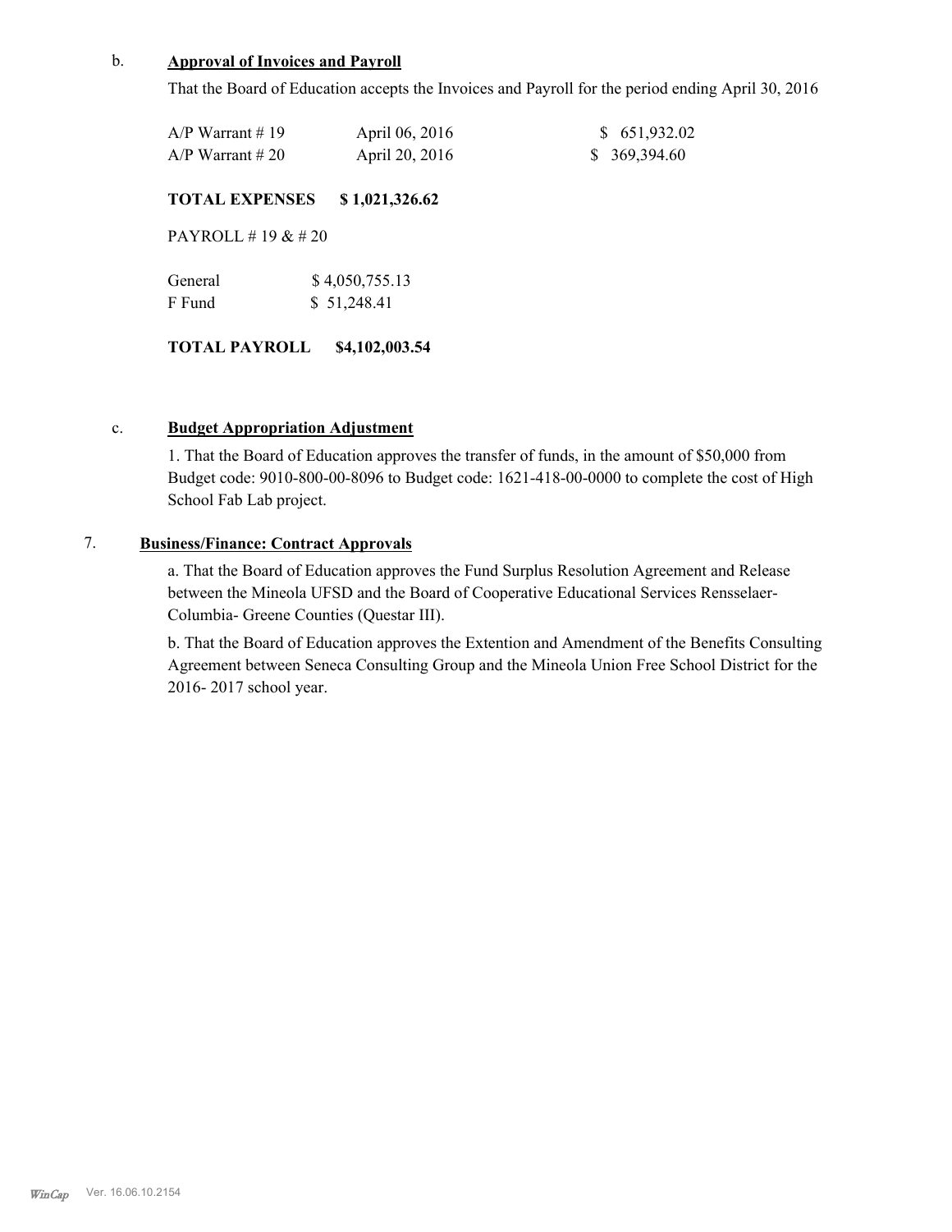b. **Approval of Invoices and Payroll**

That the Board of Education accepts the Invoices and Payroll for the period ending April 30, 2016

| | | |
|---|---|---|
| A/P Warrant # 19 | April 06, 2016 | $ 651,932.02 |
| A/P Warrant # 20 | April 20, 2016 | $ 369,394.60 |

**TOTAL EXPENSES $ 1,021,326.62**

PAYROLL # 19 & # 20

| | |
|---|---|
| General | $ 4,050,755.13 |
| F Fund | $ 51,248.41 |

**TOTAL PAYROLL $4,102,003.54**

c. **Budget Appropriation Adjustment**

1. That the Board of Education approves the transfer of funds, in the amount of $50,000 from Budget code: 9010-800-00-8096 to Budget code: 1621-418-00-0000 to complete the cost of High School Fab Lab project.

7. **Business/Finance: Contract Approvals**

a. That the Board of Education approves the Fund Surplus Resolution Agreement and Release between the Mineola UFSD and the Board of Cooperative Educational Services Rensselaer-Columbia- Greene Counties (Questar III).

b. That the Board of Education approves the Extention and Amendment of the Benefits Consulting Agreement between Seneca Consulting Group and the Mineola Union Free School District for the 2016- 2017 school year.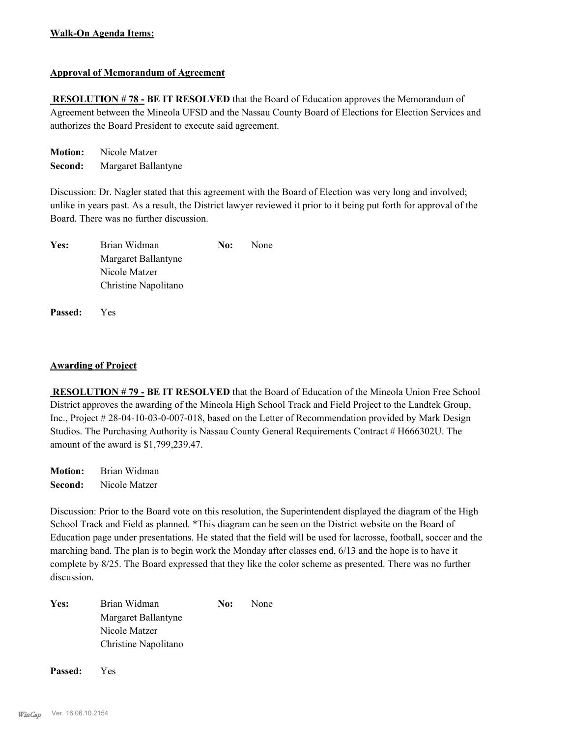**Walk-On Agenda Items:**

**Approval of Memorandum of Agreement**

**RESOLUTION # 78 - BE IT RESOLVED** that the Board of Education approves the Memorandum of Agreement between the Mineola UFSD and the Nassau County Board of Elections for Election Services and authorizes the Board President to execute said agreement.

**Motion:** Nicole Matzer
**Second:** Margaret Ballantyne

Discussion: Dr. Nagler stated that this agreement with the Board of Election was very long and involved; unlike in years past. As a result, the District lawyer reviewed it prior to it being put forth for approval of the Board. There was no further discussion.

| **Yes:** | | **No:** | |
|---|---|---|---|
| | Brian Widman | | None |
| | Margaret Ballantyne | | |
| | Nicole Matzer | | |
| | Christine Napolitano | | |

**Passed:** Yes

**Awarding of Project**

**RESOLUTION # 79 - BE IT RESOLVED** that the Board of Education of the Mineola Union Free School District approves the awarding of the Mineola High School Track and Field Project to the Landtek Group, Inc., Project # 28-04-10-03-0-007-018, based on the Letter of Recommendation provided by Mark Design Studios. The Purchasing Authority is Nassau County General Requirements Contract # H666302U. The amount of the award is $1,799,239.47.

**Motion:** Brian Widman
**Second:** Nicole Matzer

Discussion: Prior to the Board vote on this resolution, the Superintendent displayed the diagram of the High School Track and Field as planned. *This diagram can be seen on the District website on the Board of Education page under presentations. He stated that the field will be used for lacrosse, football, soccer and the marching band. The plan is to begin work the Monday after classes end, 6/13 and the hope is to have it complete by 8/25. The Board expressed that they like the color scheme as presented. There was no further discussion.

| **Yes:** | | **No:** | |
|---|---|---|---|
| | Brian Widman | | None |
| | Margaret Ballantyne | | |
| | Nicole Matzer | | |
| | Christine Napolitano | | |

**Passed:** Yes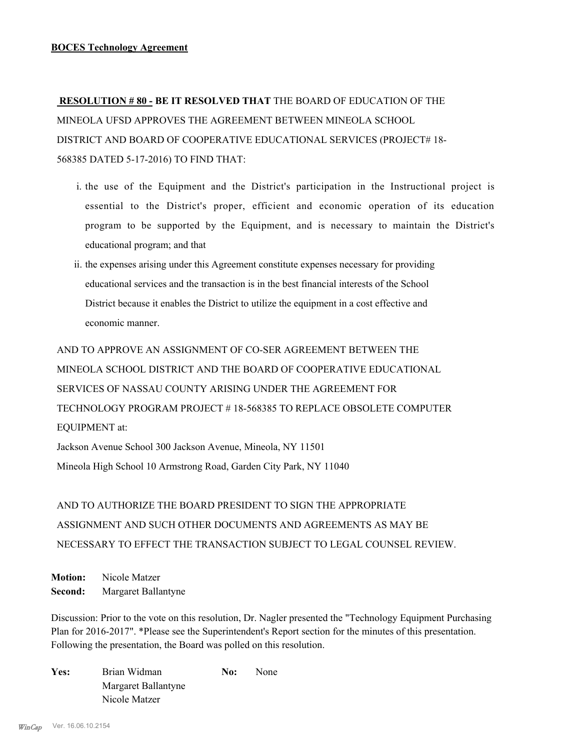**BOCES Technology Agreement**

**RESOLUTION # 80 - BE IT RESOLVED THAT** THE BOARD OF EDUCATION OF THE MINEOLA UFSD APPROVES THE AGREEMENT BETWEEN MINEOLA SCHOOL DISTRICT AND BOARD OF COOPERATIVE EDUCATIONAL SERVICES (PROJECT# 18-568385 DATED 5-17-2016) TO FIND THAT:

i. the use of the Equipment and the District's participation in the Instructional project is essential to the District's proper, efficient and economic operation of its education program to be supported by the Equipment, and is necessary to maintain the District's educational program; and that

ii. the expenses arising under this Agreement constitute expenses necessary for providing educational services and the transaction is in the best financial interests of the School District because it enables the District to utilize the equipment in a cost effective and economic manner.

AND TO APPROVE AN ASSIGNMENT OF CO-SER AGREEMENT BETWEEN THE MINEOLA SCHOOL DISTRICT AND THE BOARD OF COOPERATIVE EDUCATIONAL SERVICES OF NASSAU COUNTY ARISING UNDER THE AGREEMENT FOR TECHNOLOGY PROGRAM PROJECT # 18-568385 TO REPLACE OBSOLETE COMPUTER EQUIPMENT at:

Jackson Avenue School 300 Jackson Avenue, Mineola, NY 11501

Mineola High School 10 Armstrong Road, Garden City Park, NY 11040

AND TO AUTHORIZE THE BOARD PRESIDENT TO SIGN THE APPROPRIATE ASSIGNMENT AND SUCH OTHER DOCUMENTS AND AGREEMENTS AS MAY BE NECESSARY TO EFFECT THE TRANSACTION SUBJECT TO LEGAL COUNSEL REVIEW.

**Motion:** Nicole Matzer
**Second:** Margaret Ballantyne

Discussion: Prior to the vote on this resolution, Dr. Nagler presented the "Technology Equipment Purchasing Plan for 2016-2017". *Please see the Superintendent's Report section for the minutes of this presentation. Following the presentation, the Board was polled on this resolution.

**Yes:** Brian Widman
Margaret Ballantyne
Nicole Matzer

**No:** None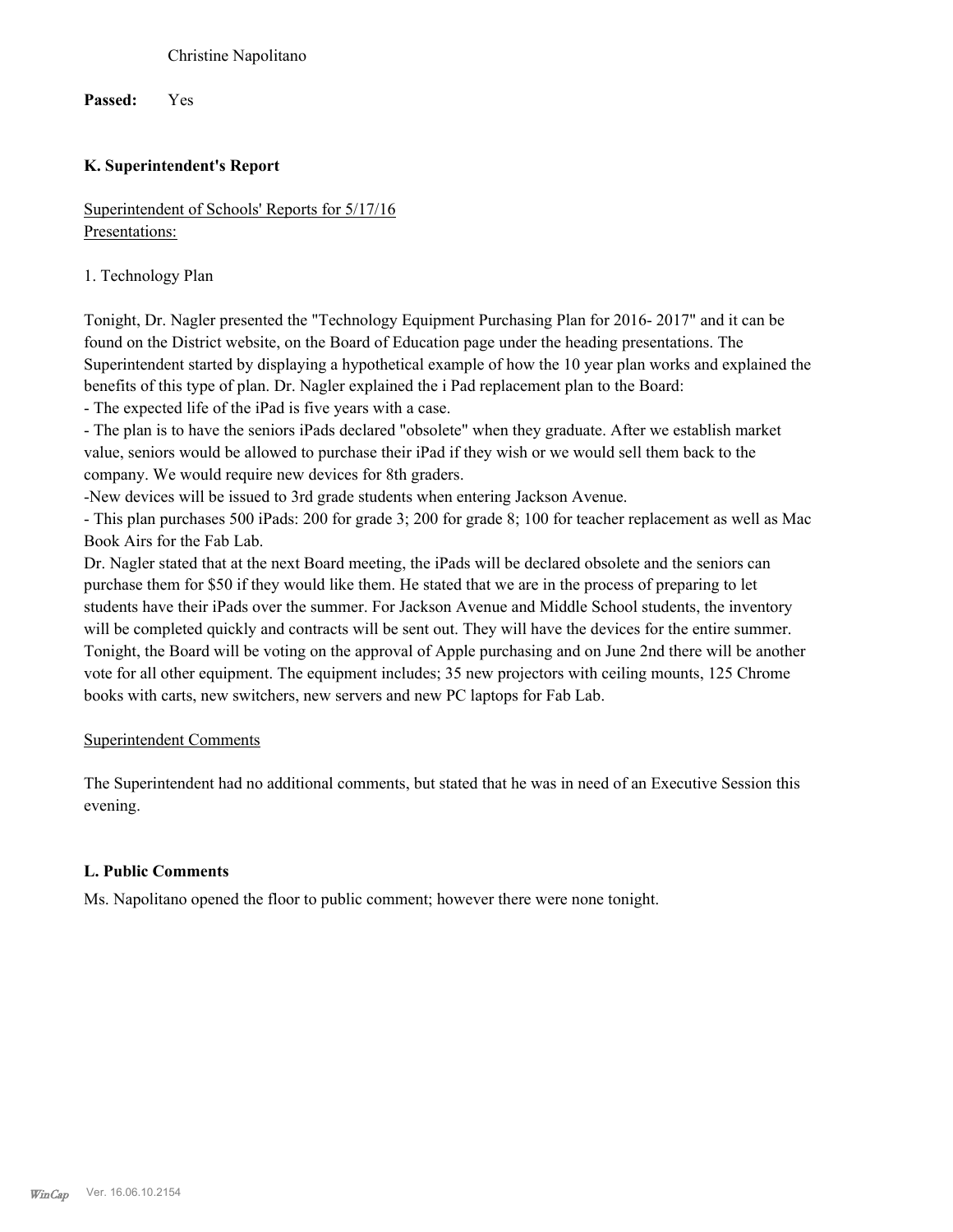Christine Napolitano

**Passed:** Yes

### K. Superintendent's Report

Superintendent of Schools' Reports for 5/17/16
Presentations:

1. Technology Plan

Tonight, Dr. Nagler presented the "Technology Equipment Purchasing Plan for 2016- 2017" and it can be found on the District website, on the Board of Education page under the heading presentations. The Superintendent started by displaying a hypothetical example of how the 10 year plan works and explained the benefits of this type of plan. Dr. Nagler explained the i Pad replacement plan to the Board:

- The expected life of the iPad is five years with a case.
- The plan is to have the seniors iPads declared "obsolete" when they graduate. After we establish market value, seniors would be allowed to purchase their iPad if they wish or we would sell them back to the company. We would require new devices for 8th graders.
- New devices will be issued to 3rd grade students when entering Jackson Avenue.
- This plan purchases 500 iPads: 200 for grade 3; 200 for grade 8; 100 for teacher replacement as well as Mac Book Airs for the Fab Lab.

Dr. Nagler stated that at the next Board meeting, the iPads will be declared obsolete and the seniors can purchase them for $50 if they would like them. He stated that we are in the process of preparing to let students have their iPads over the summer. For Jackson Avenue and Middle School students, the inventory will be completed quickly and contracts will be sent out. They will have the devices for the entire summer. Tonight, the Board will be voting on the approval of Apple purchasing and on June 2nd there will be another vote for all other equipment. The equipment includes; 35 new projectors with ceiling mounts, 125 Chrome books with carts, new switchers, new servers and new PC laptops for Fab Lab.

Superintendent Comments

The Superintendent had no additional comments, but stated that he was in need of an Executive Session this evening.

### L. Public Comments

Ms. Napolitano opened the floor to public comment; however there were none tonight.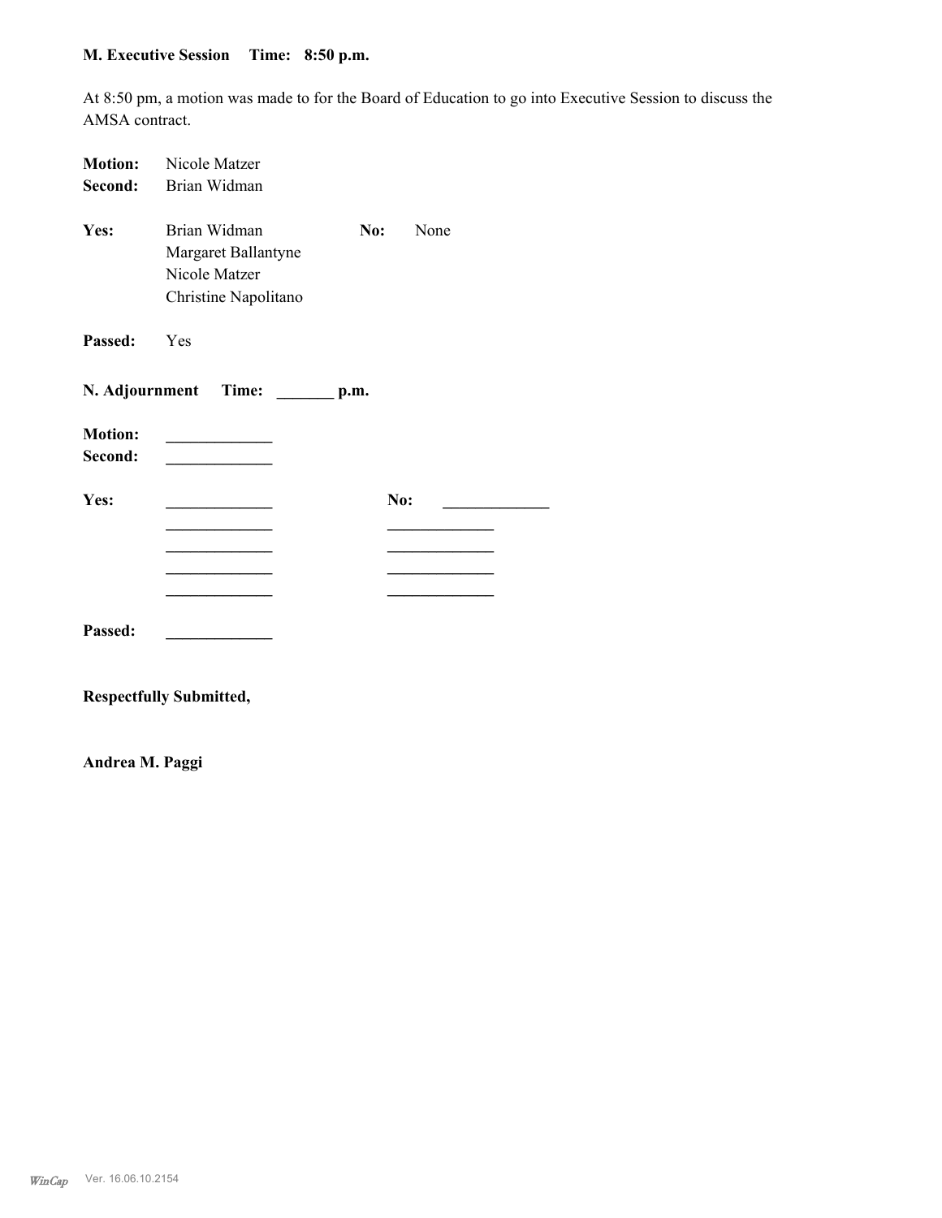**M. Executive Session Time: 8:50 p.m.**

At 8:50 pm, a motion was made to for the Board of Education to go into Executive Session to discuss the AMSA contract.

**Motion:** Nicole Matzer
**Second:** Brian Widman

| | | | |
|---|---|---|---|
| **Yes:** | Brian Widman | **No:** | None |
| | Margaret Ballantyne | | |
| | Nicole Matzer | | |
| | Christine Napolitano | | |

**Passed:** Yes

**N. Adjournment Time: _______ p.m.**

**Motion:** _____________
**Second:** _____________

| | | | |
|---|---|---|---|
| **Yes:** | _____________ | **No:** | _____________ |
| | _____________ | | _____________ |
| | _____________ | | _____________ |
| | _____________ | | _____________ |
| | _____________ | | _____________ |

**Passed:** _____________

**Respectfully Submitted,**

**Andrea M. Paggi**